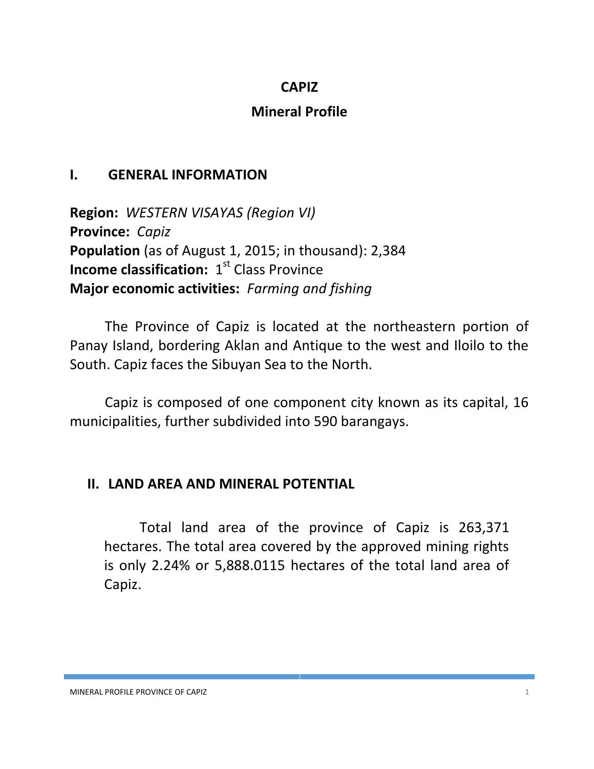# CAPIZ

## Mineral Profile

## I. GENERAL INFORMATION

**Region:** *WESTERN VISAYAS (Region VI)*
**Province:** *Capiz*
**Population** (as of August 1, 2015; in thousand): 2,384
**Income classification:** 1st Class Province
**Major economic activities:** *Farming and fishing*

The Province of Capiz is located at the northeastern portion of Panay Island, bordering Aklan and Antique to the west and Iloilo to the South. Capiz faces the Sibuyan Sea to the North.

Capiz is composed of one component city known as its capital, 16 municipalities, further subdivided into 590 barangays.

## II. LAND AREA AND MINERAL POTENTIAL

Total land area of the province of Capiz is 263,371 hectares. The total area covered by the approved mining rights is only 2.24% or 5,888.0115 hectares of the total land area of Capiz.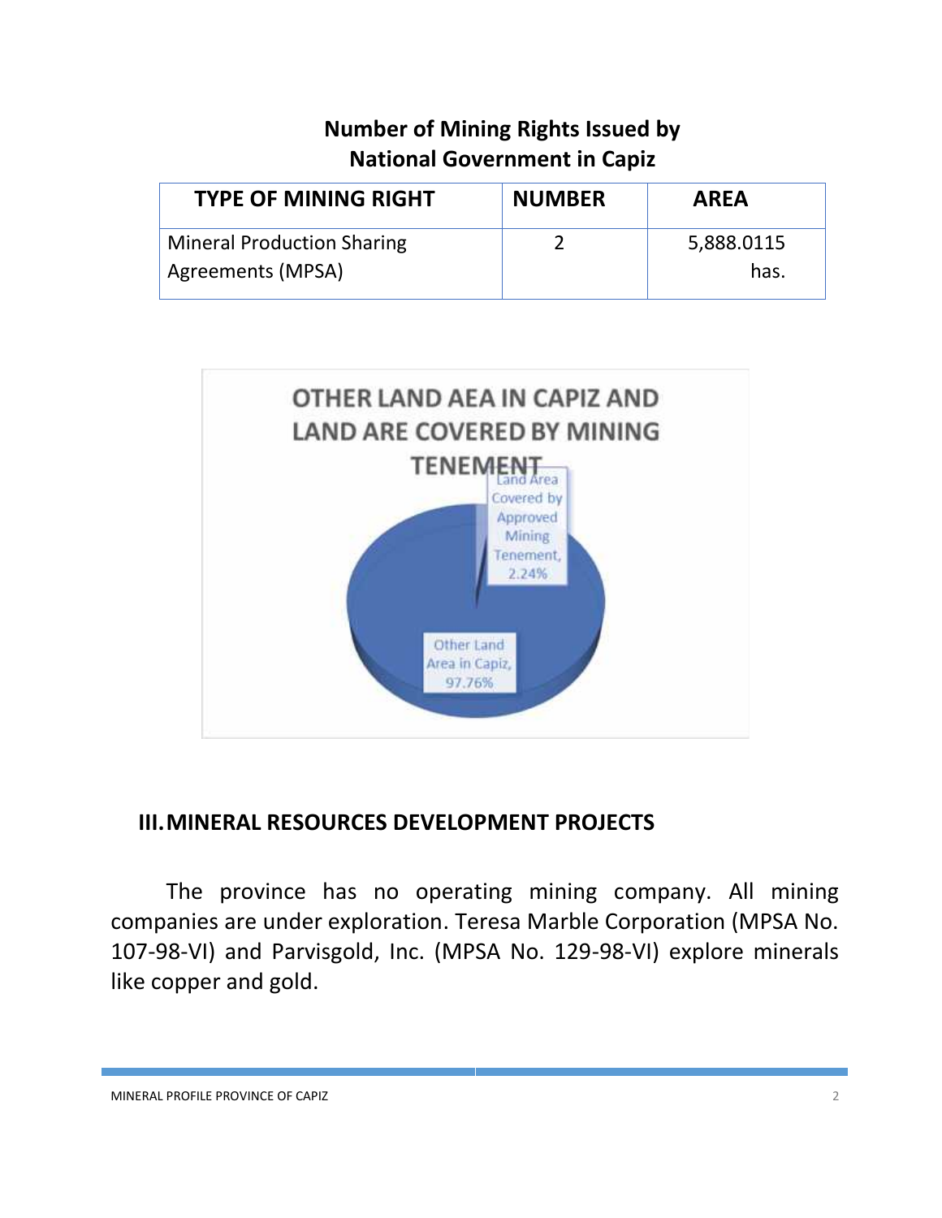**Number of Mining Rights Issued by National Government in Capiz**

| TYPE OF MINING RIGHT | NUMBER | AREA |
|---|---|---|
| Mineral Production Sharing Agreements (MPSA) | 2 | 5,888.0115 has. |

OTHER LAND AEA IN CAPIZ AND LAND ARE COVERED BY MINING TENEMENT

Land Area Covered by Approved Mining Tenement, 2.24%

Other Land Area in Capiz, 97.76%

## III. MINERAL RESOURCES DEVELOPMENT PROJECTS

The province has no operating mining company. All mining companies are under exploration. Teresa Marble Corporation (MPSA No. 107-98-VI) and Parvisgold, Inc. (MPSA No. 129-98-VI) explore minerals like copper and gold.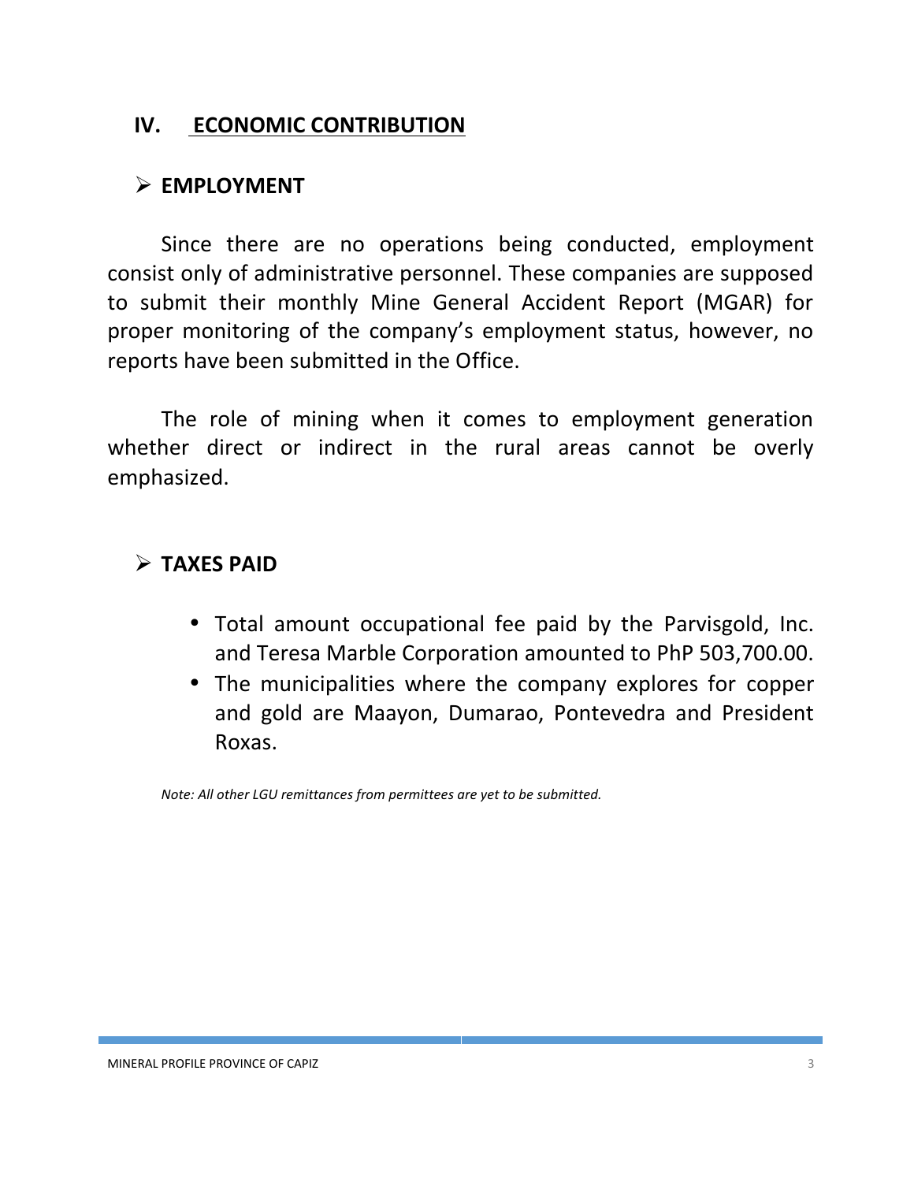## IV. ECONOMIC CONTRIBUTION

### ➢ EMPLOYMENT

Since there are no operations being conducted, employment consist only of administrative personnel. These companies are supposed to submit their monthly Mine General Accident Report (MGAR) for proper monitoring of the company's employment status, however, no reports have been submitted in the Office.

The role of mining when it comes to employment generation whether direct or indirect in the rural areas cannot be overly emphasized.

### ➢ TAXES PAID

- Total amount occupational fee paid by the Parvisgold, Inc. and Teresa Marble Corporation amounted to PhP 503,700.00.
- The municipalities where the company explores for copper and gold are Maayon, Dumarao, Pontevedra and President Roxas.

*Note: All other LGU remittances from permittees are yet to be submitted.*